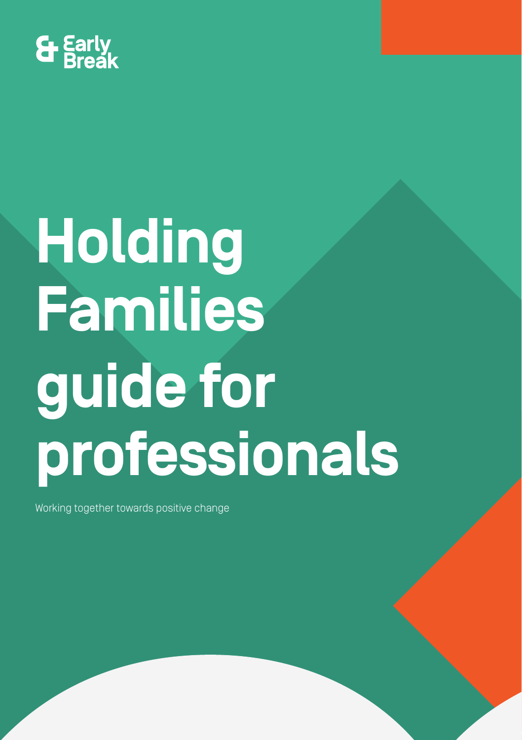Early Break

# Holding Families guide for professionals

Working together towards positive change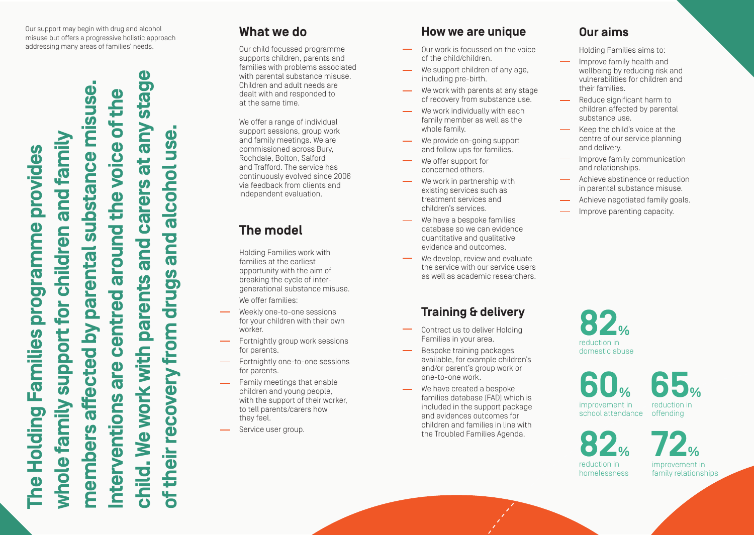Our support may begin with drug and alcohol misuse but offers a progressive holistic approach addressing many areas of families' needs.

**The Holding Families programme provides whole family support for children and family members affected by parental substance misuse. Interventions are centred around the voice of the child. We work with parents and carers at any stage of their recovery from drugs and alcohol use.**

## What we do

Our child focussed programme supports children, parents and families with problems associated with parental substance misuse. Children and adult needs are dealt with and responded to at the same time.

We offer a range of individual support sessions, group work and family meetings. We are commissioned across Bury, Rochdale, Bolton, Salford and Trafford. The service has continuously evolved since 2006 via feedback from clients and independent evaluation.

## The model

Holding Families work with families at the earliest opportunity with the aim of breaking the cycle of inter-generational substance misuse.

We offer families:

- Weekly one-to-one sessions for your children with their own worker.
- Fortnightly group work sessions for parents.
- Fortnightly one-to-one sessions for parents.
- Family meetings that enable children and young people, with the support of their worker, to tell parents/carers how they feel.
- Service user group.

## How we are unique

- Our work is focussed on the voice of the child/children.
- We support children of any age, including pre-birth.
- We work with parents at any stage of recovery from substance use.
- We work individually with each family member as well as the whole family.
- We provide on-going support and follow ups for families.
- We offer support for concerned others.
- We work in partnership with existing services such as treatment services and children's services.
- We have a bespoke families database so we can evidence quantitative and qualitative evidence and outcomes.
- We develop, review and evaluate the service with our service users as well as academic researchers.

## Training & delivery

- Contract us to deliver Holding Families in your area.
- Bespoke training packages available, for example children's and/or parent's group work or one-to-one work.
- We have created a bespoke families database (FAD) which is included in the support package and evidences outcomes for children and families in line with the Troubled Families Agenda.

## Our aims

Holding Families aims to:

- Improve family health and wellbeing by reducing risk and vulnerabilities for children and their families.
- Reduce significant harm to children affected by parental substance use.
- Keep the child's voice at the centre of our service planning and delivery.
- Improve family communication and relationships.
- Achieve abstinence or reduction in parental substance misuse.
- Achieve negotiated family goals.
- Improve parenting capacity.

**82%** reduction in domestic abuse

**60%** improvement in school attendance

**65%** reduction in offending

**82%** reduction in homelessness

**72%** improvement in family relationships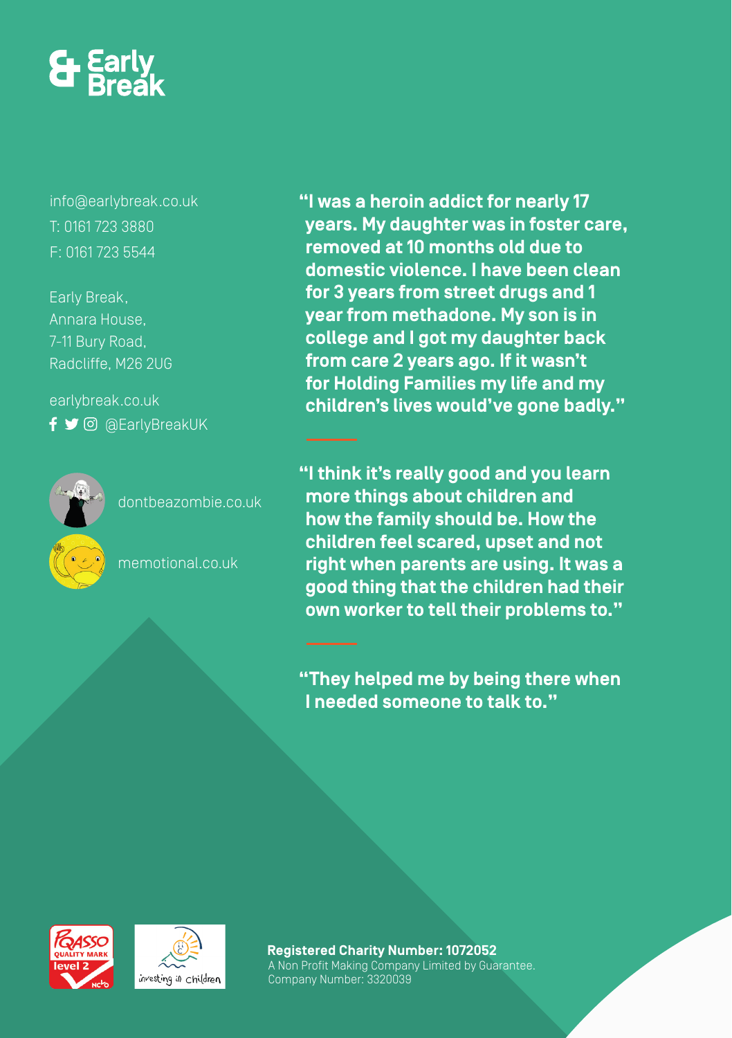# Early Break

info@earlybreak.co.uk
T: 0161 723 3880
F: 0161 723 5544

Early Break,
Annara House,
7-11 Bury Road,
Radcliffe, M26 2UG

earlybreak.co.uk
@EarlyBreakUK

dontbeazombie.co.uk

memotional.co.uk

**"I was a heroin addict for nearly 17 years. My daughter was in foster care, removed at 10 months old due to domestic violence. I have been clean for 3 years from street drugs and 1 year from methadone. My son is in college and I got my daughter back from care 2 years ago. If it wasn't for Holding Families my life and my children's lives would've gone badly."**

**"I think it's really good and you learn more things about children and how the family should be. How the children feel scared, upset and not right when parents are using. It was a good thing that the children had their own worker to tell their problems to."**

**"They helped me by being there when I needed someone to talk to."**

PQASSO QUALITY MARK level 2 NCVO

investing in children

**Registered Charity Number: 1072052**
A Non Profit Making Company Limited by Guarantee.
Company Number: 3320039